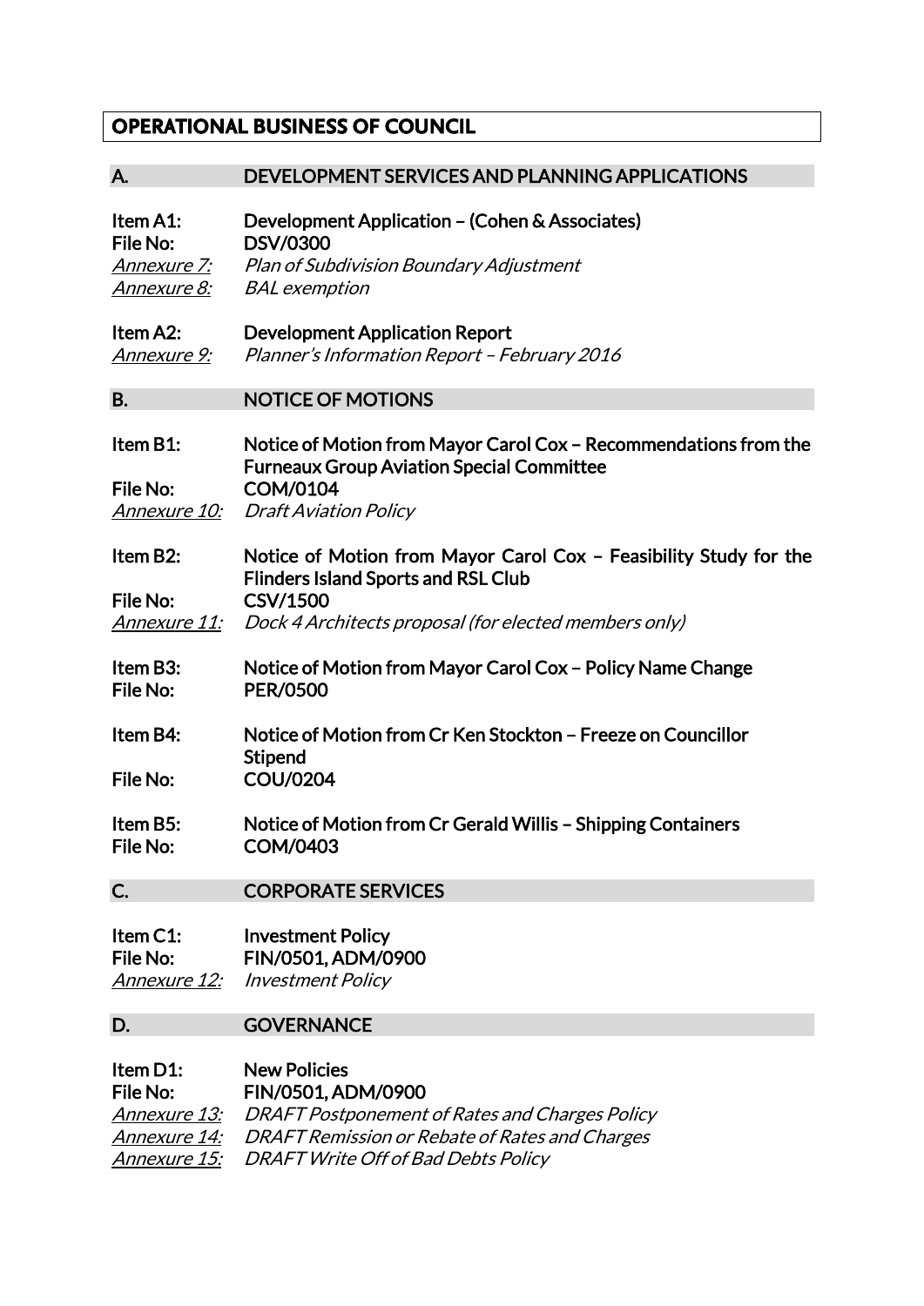# OPERATIONAL BUSINESS OF COUNCIL

## A. DEVELOPMENT SERVICES AND PLANNING APPLICATIONS

**Item A1:** **Development Application – (Cohen & Associates)**
**File No:** **DSV/0300**
*Annexure 7:* *Plan of Subdivision Boundary Adjustment*
*Annexure 8:* *BAL exemption*

**Item A2:** **Development Application Report**
*Annexure 9:* *Planner's Information Report – February 2016*

## B. NOTICE OF MOTIONS

**Item B1:** **Notice of Motion from Mayor Carol Cox – Recommendations from the Furneaux Group Aviation Special Committee**
**File No:** **COM/0104**
*Annexure 10:* *Draft Aviation Policy*

**Item B2:** **Notice of Motion from Mayor Carol Cox – Feasibility Study for the Flinders Island Sports and RSL Club**
**File No:** **CSV/1500**
*Annexure 11:* *Dock 4 Architects proposal (for elected members only)*

**Item B3:** **Notice of Motion from Mayor Carol Cox – Policy Name Change**
**File No:** **PER/0500**

**Item B4:** **Notice of Motion from Cr Ken Stockton – Freeze on Councillor Stipend**
**File No:** **COU/0204**

**Item B5:** **Notice of Motion from Cr Gerald Willis – Shipping Containers**
**File No:** **COM/0403**

## C. CORPORATE SERVICES

**Item C1:** **Investment Policy**
**File No:** **FIN/0501, ADM/0900**
*Annexure 12:* *Investment Policy*

## D. GOVERNANCE

**Item D1:** **New Policies**
**File No:** **FIN/0501, ADM/0900**
*Annexure 13:* *DRAFT Postponement of Rates and Charges Policy*
*Annexure 14:* *DRAFT Remission or Rebate of Rates and Charges*
*Annexure 15:* *DRAFT Write Off of Bad Debts Policy*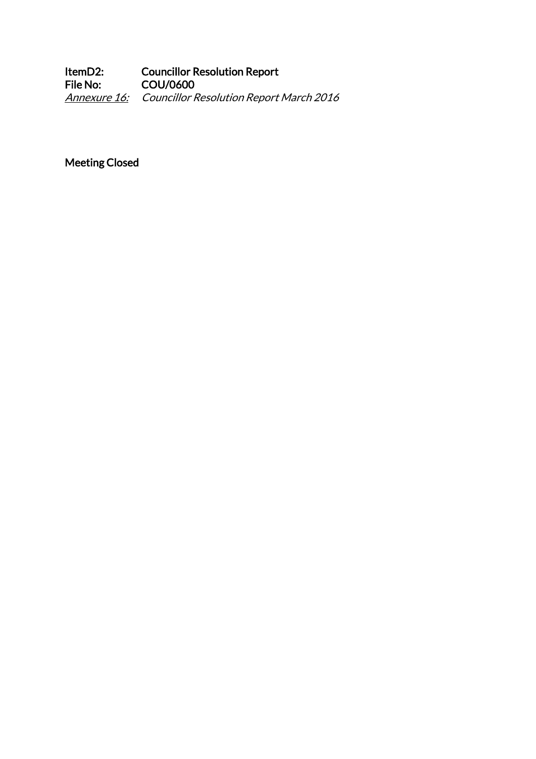**ItemD2:** **Councillor Resolution Report**
**File No:** **COU/0600**
*Annexure 16:* *Councillor Resolution Report March 2016*

**Meeting Closed**